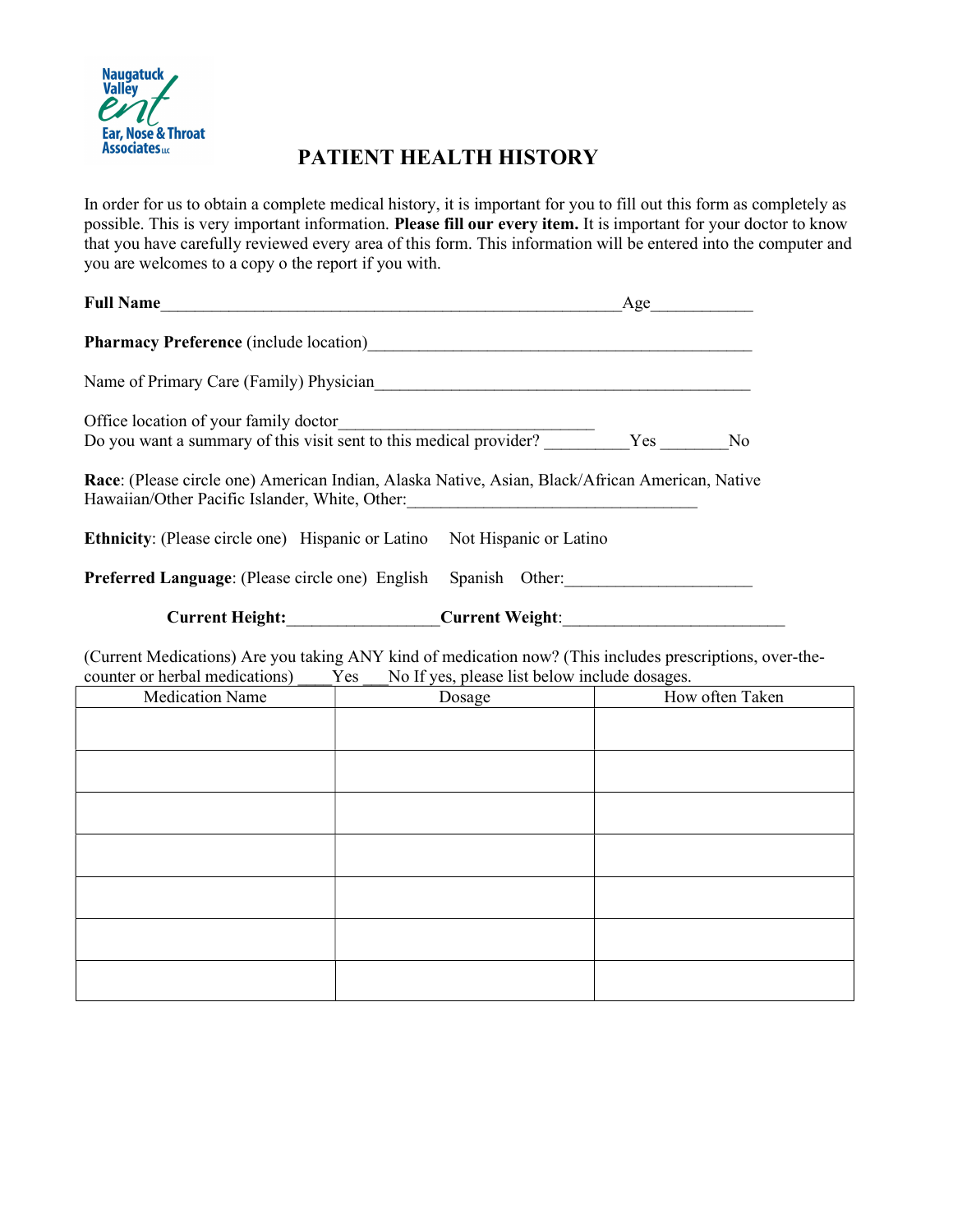Naugatuck Valley ent Ear, Nose & Throat Associates LLC

# PATIENT HEALTH HISTORY

In order for us to obtain a complete medical history, it is important for you to fill out this form as completely as possible. This is very important information. **Please fill our every item.** It is important for your doctor to know that you have carefully reviewed every area of this form. This information will be entered into the computer and you are welcomes to a copy o the report if you with.

**Full Name**\_\_\_\_\_\_\_\_\_\_\_\_\_\_\_\_\_\_\_\_\_\_\_\_\_\_\_\_\_\_\_\_\_\_\_\_\_\_\_\_\_\_\_\_\_\_\_\_\_\_\_\_\_\_\_\_Age\_\_\_\_\_\_\_\_\_\_\_\_

**Pharmacy Preference** (include location)\_\_\_\_\_\_\_\_\_\_\_\_\_\_\_\_\_\_\_\_\_\_\_\_\_\_\_\_\_\_\_\_\_\_\_\_\_\_\_\_\_\_\_\_\_\_

Name of Primary Care (Family) Physician\_\_\_\_\_\_\_\_\_\_\_\_\_\_\_\_\_\_\_\_\_\_\_\_\_\_\_\_\_\_\_\_\_\_\_\_\_\_\_\_\_\_\_\_\_\_

Office location of your family doctor\_\_\_\_\_\_\_\_\_\_\_\_\_\_\_\_\_\_\_\_\_\_\_\_\_\_\_\_\_\_\_\_
Do you want a summary of this visit sent to this medical provider? \_\_\_\_\_\_\_\_\_\_Yes \_\_\_\_\_\_\_\_No

**Race**: (Please circle one) American Indian, Alaska Native, Asian, Black/African American, Native Hawaiian/Other Pacific Islander, White, Other:\_\_\_\_\_\_\_\_\_\_\_\_\_\_\_\_\_\_\_\_\_\_\_\_\_\_\_\_\_\_\_\_\_\_\_

**Ethnicity**: (Please circle one) Hispanic or Latino Not Hispanic or Latino

**Preferred Language**: (Please circle one) English Spanish Other:\_\_\_\_\_\_\_\_\_\_\_\_\_\_\_\_\_\_\_\_\_\_

**Current Height:**\_\_\_\_\_\_\_\_\_\_\_\_\_\_\_\_\_\_**Current Weight**:\_\_\_\_\_\_\_\_\_\_\_\_\_\_\_\_\_\_\_\_\_\_\_\_\_\_

(Current Medications) Are you taking ANY kind of medication now? (This includes prescriptions, over-the-counter or herbal medications) \_\_\_\_Yes \_\_\_No If yes, please list below include dosages.

| Medication Name | Dosage | How often Taken |
|---|---|---|
| | | |
| | | |
| | | |
| | | |
| | | |
| | | |
| | | |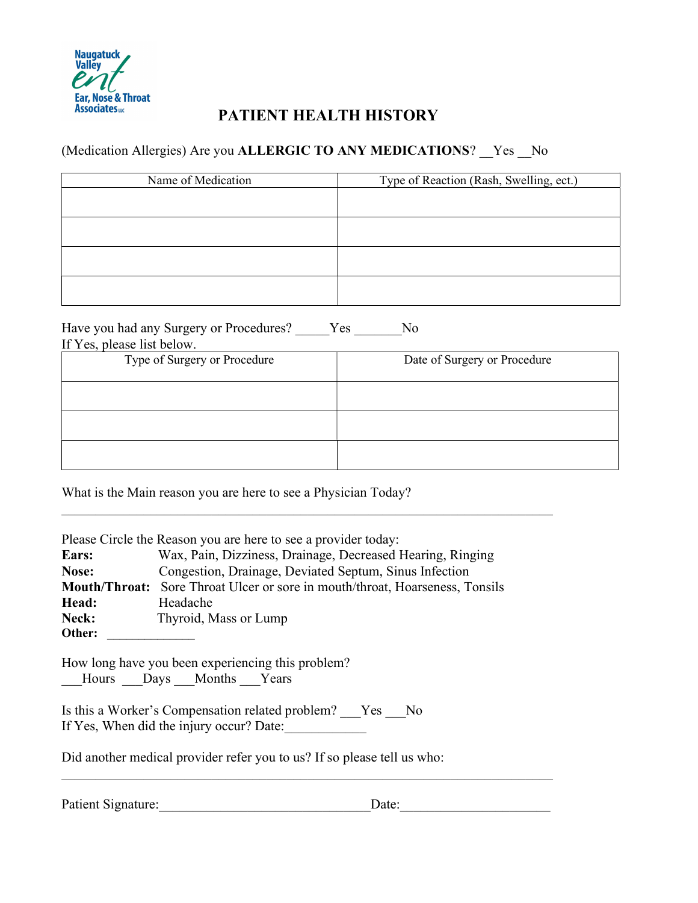Naugatuck Valley ent Ear, Nose & Throat Associates LLC

# PATIENT HEALTH HISTORY

(Medication Allergies) Are you **ALLERGIC TO ANY MEDICATIONS**? __Yes __No

| Name of Medication | Type of Reaction (Rash, Swelling, ect.) |
|---|---|
| | |
| | |
| | |
| | |

Have you had any Surgery or Procedures? _____Yes _______No
If Yes, please list below.

| Type of Surgery or Procedure | Date of Surgery or Procedure |
|---|---|
| | |
| | |
| | |

What is the Main reason you are here to see a Physician Today?

_______________________________________________________________________

Please Circle the Reason you are here to see a provider today:

**Ears:** Wax, Pain, Dizziness, Drainage, Decreased Hearing, Ringing
**Nose:** Congestion, Drainage, Deviated Septum, Sinus Infection
**Mouth/Throat:** Sore Throat Ulcer or sore in mouth/throat, Hoarseness, Tonsils
**Head:** Headache
**Neck:** Thyroid, Mass or Lump
**Other:** _____________

How long have you been experiencing this problem?
___Hours ___Days ___Months ___Years

Is this a Worker's Compensation related problem? ___Yes ___No
If Yes, When did the injury occur? Date:____________

Did another medical provider refer you to us? If so please tell us who:

_______________________________________________________________________

Patient Signature:______________________________Date:_____________________